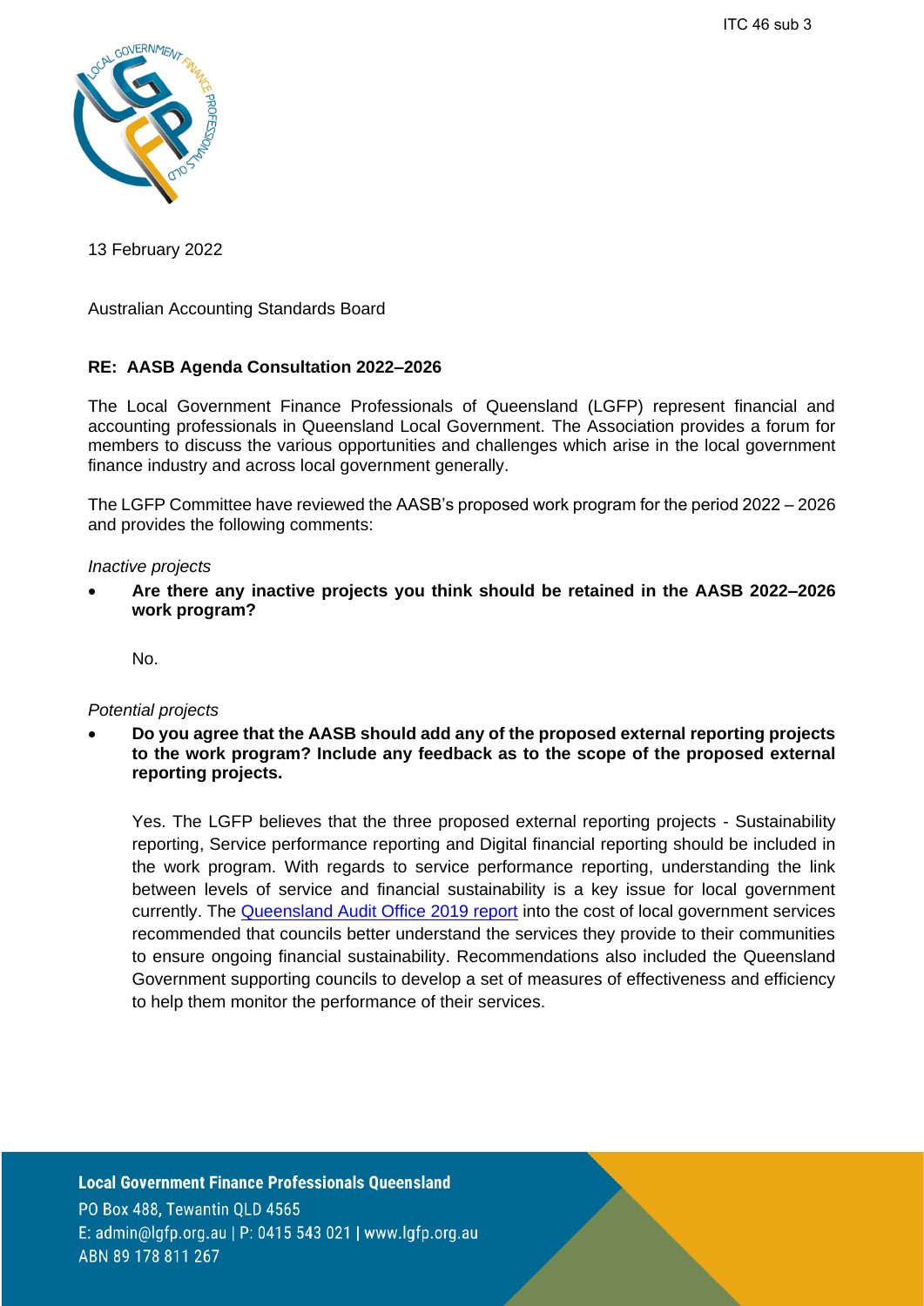ITC 46 sub 3

13 February 2022

Australian Accounting Standards Board

**RE: AASB Agenda Consultation 2022–2026**

The Local Government Finance Professionals of Queensland (LGFP) represent financial and accounting professionals in Queensland Local Government. The Association provides a forum for members to discuss the various opportunities and challenges which arise in the local government finance industry and across local government generally.

The LGFP Committee have reviewed the AASB's proposed work program for the period 2022 – 2026 and provides the following comments:

*Inactive projects*

- **Are there any inactive projects you think should be retained in the AASB 2022–2026 work program?**

  No.

*Potential projects*

- **Do you agree that the AASB should add any of the proposed external reporting projects to the work program? Include any feedback as to the scope of the proposed external reporting projects.**

  Yes. The LGFP believes that the three proposed external reporting projects - Sustainability reporting, Service performance reporting and Digital financial reporting should be included in the work program. With regards to service performance reporting, understanding the link between levels of service and financial sustainability is a key issue for local government currently. The Queensland Audit Office 2019 report into the cost of local government services recommended that councils better understand the services they provide to their communities to ensure ongoing financial sustainability. Recommendations also included the Queensland Government supporting councils to develop a set of measures of effectiveness and efficiency to help them monitor the performance of their services.

**Local Government Finance Professionals Queensland**
PO Box 488, Tewantin QLD 4565
E: admin@lgfp.org.au | P: 0415 543 021 | www.lgfp.org.au
ABN 89 178 811 267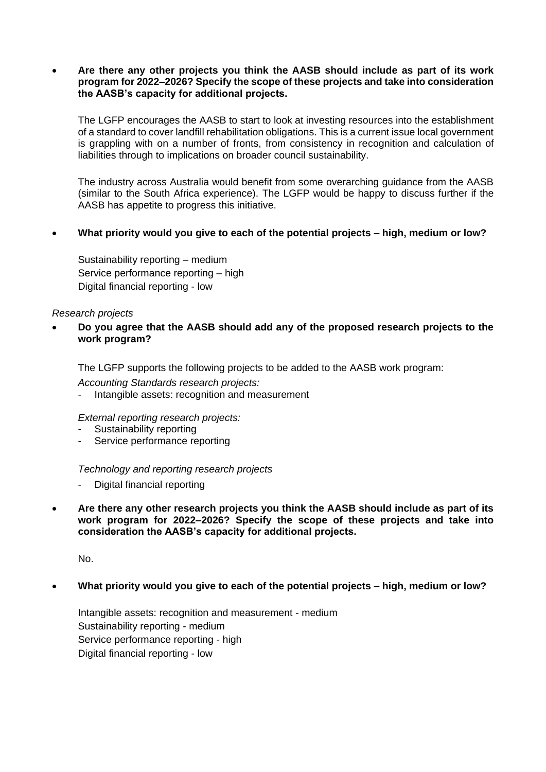- **Are there any other projects you think the AASB should include as part of its work program for 2022–2026? Specify the scope of these projects and take into consideration the AASB's capacity for additional projects.**

  The LGFP encourages the AASB to start to look at investing resources into the establishment of a standard to cover landfill rehabilitation obligations. This is a current issue local government is grappling with on a number of fronts, from consistency in recognition and calculation of liabilities through to implications on broader council sustainability.

  The industry across Australia would benefit from some overarching guidance from the AASB (similar to the South Africa experience). The LGFP would be happy to discuss further if the AASB has appetite to progress this initiative.

- **What priority would you give to each of the potential projects – high, medium or low?**

  Sustainability reporting – medium
  Service performance reporting – high
  Digital financial reporting - low

*Research projects*

- **Do you agree that the AASB should add any of the proposed research projects to the work program?**

  The LGFP supports the following projects to be added to the AASB work program:

  *Accounting Standards research projects:*
  - Intangible assets: recognition and measurement

  *External reporting research projects:*
  - Sustainability reporting
  - Service performance reporting

  *Technology and reporting research projects*
  - Digital financial reporting

- **Are there any other research projects you think the AASB should include as part of its work program for 2022–2026? Specify the scope of these projects and take into consideration the AASB's capacity for additional projects.**

  No.

- **What priority would you give to each of the potential projects – high, medium or low?**

  Intangible assets: recognition and measurement - medium
  Sustainability reporting - medium
  Service performance reporting - high
  Digital financial reporting - low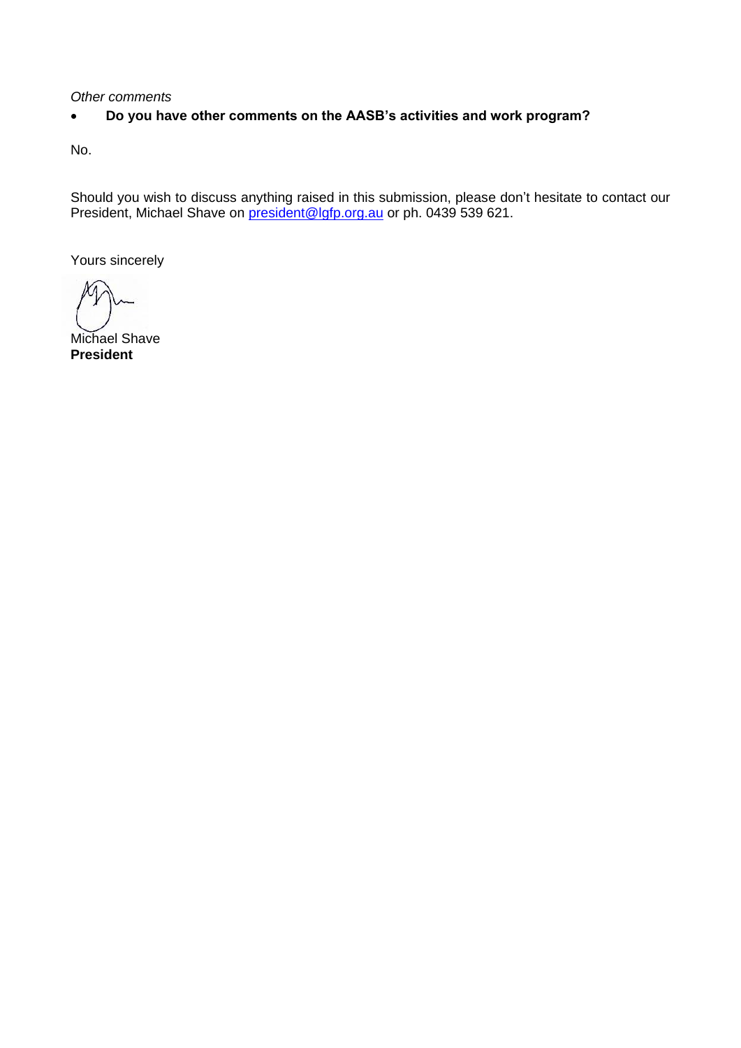*Other comments*

- **Do you have other comments on the AASB's activities and work program?**

No.

Should you wish to discuss anything raised in this submission, please don't hesitate to contact our President, Michael Shave on president@lgfp.org.au or ph. 0439 539 621.

Yours sincerely

Michael Shave
**President**